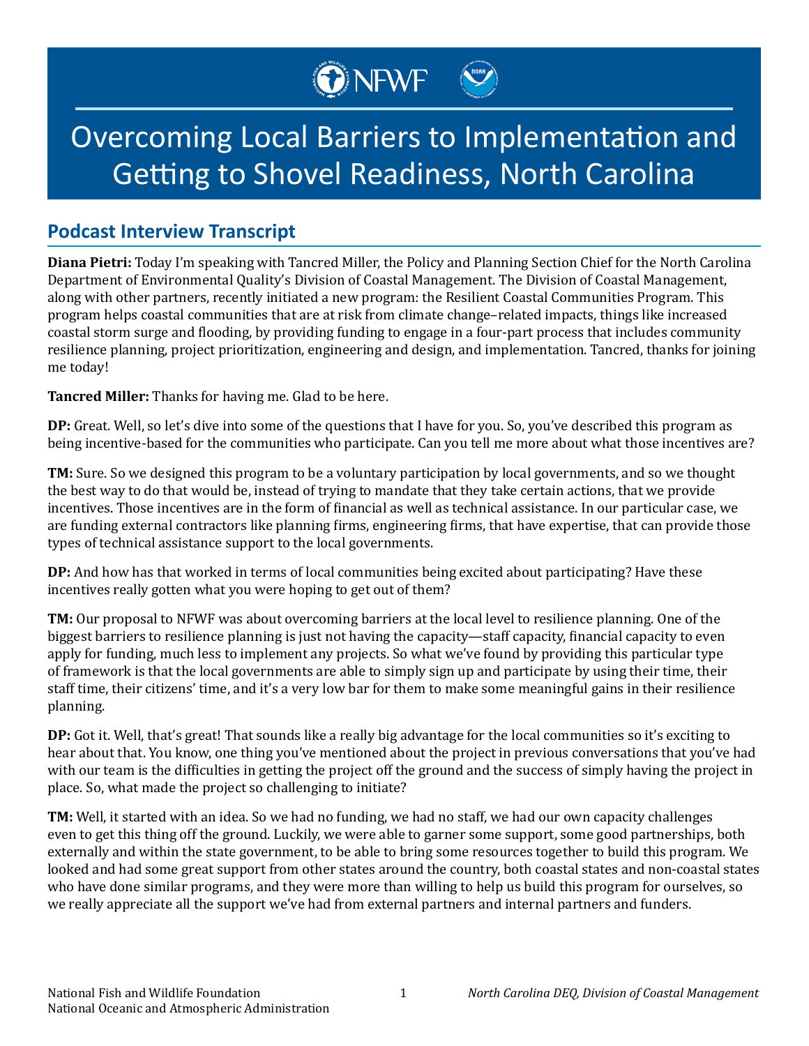# Overcoming Local Barriers to Implementation and Getting to Shovel Readiness, North Carolina

## Podcast Interview Transcript

**Diana Pietri:** Today I'm speaking with Tancred Miller, the Policy and Planning Section Chief for the North Carolina Department of Environmental Quality's Division of Coastal Management. The Division of Coastal Management, along with other partners, recently initiated a new program: the Resilient Coastal Communities Program. This program helps coastal communities that are at risk from climate change–related impacts, things like increased coastal storm surge and flooding, by providing funding to engage in a four-part process that includes community resilience planning, project prioritization, engineering and design, and implementation. Tancred, thanks for joining me today!

**Tancred Miller:** Thanks for having me. Glad to be here.

**DP:** Great. Well, so let's dive into some of the questions that I have for you. So, you've described this program as being incentive-based for the communities who participate. Can you tell me more about what those incentives are?

**TM:** Sure. So we designed this program to be a voluntary participation by local governments, and so we thought the best way to do that would be, instead of trying to mandate that they take certain actions, that we provide incentives. Those incentives are in the form of financial as well as technical assistance. In our particular case, we are funding external contractors like planning firms, engineering firms, that have expertise, that can provide those types of technical assistance support to the local governments.

**DP:** And how has that worked in terms of local communities being excited about participating? Have these incentives really gotten what you were hoping to get out of them?

**TM:** Our proposal to NFWF was about overcoming barriers at the local level to resilience planning. One of the biggest barriers to resilience planning is just not having the capacity—staff capacity, financial capacity to even apply for funding, much less to implement any projects. So what we've found by providing this particular type of framework is that the local governments are able to simply sign up and participate by using their time, their staff time, their citizens' time, and it's a very low bar for them to make some meaningful gains in their resilience planning.

**DP:** Got it. Well, that's great! That sounds like a really big advantage for the local communities so it's exciting to hear about that. You know, one thing you've mentioned about the project in previous conversations that you've had with our team is the difficulties in getting the project off the ground and the success of simply having the project in place. So, what made the project so challenging to initiate?

**TM:** Well, it started with an idea. So we had no funding, we had no staff, we had our own capacity challenges even to get this thing off the ground. Luckily, we were able to garner some support, some good partnerships, both externally and within the state government, to be able to bring some resources together to build this program. We looked and had some great support from other states around the country, both coastal states and non-coastal states who have done similar programs, and they were more than willing to help us build this program for ourselves, so we really appreciate all the support we've had from external partners and internal partners and funders.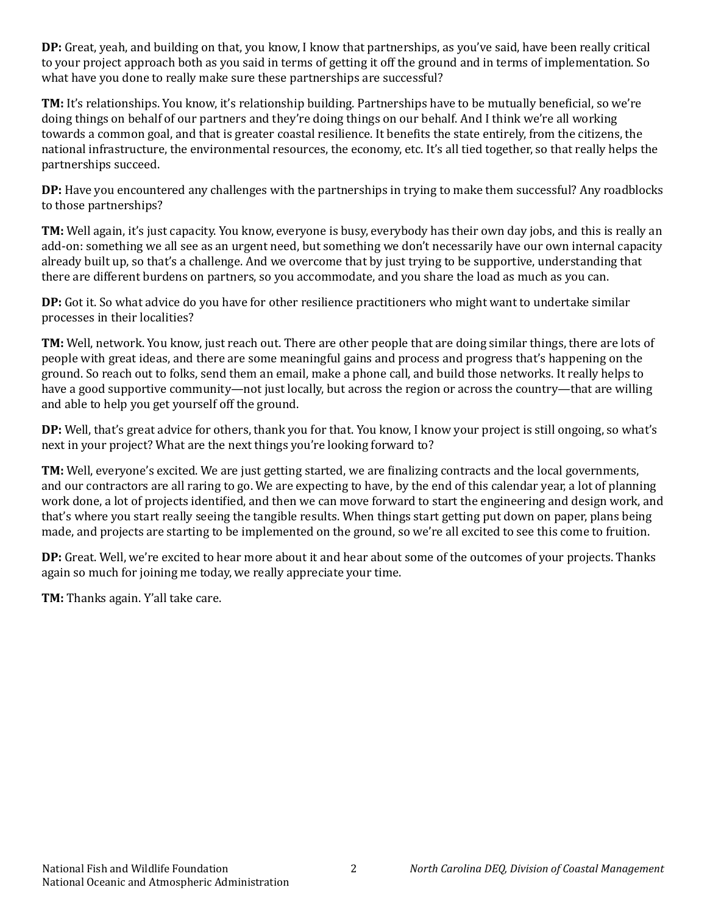**DP:** Great, yeah, and building on that, you know, I know that partnerships, as you've said, have been really critical to your project approach both as you said in terms of getting it off the ground and in terms of implementation. So what have you done to really make sure these partnerships are successful?

**TM:** It's relationships. You know, it's relationship building. Partnerships have to be mutually beneficial, so we're doing things on behalf of our partners and they're doing things on our behalf. And I think we're all working towards a common goal, and that is greater coastal resilience. It benefits the state entirely, from the citizens, the national infrastructure, the environmental resources, the economy, etc. It's all tied together, so that really helps the partnerships succeed.

**DP:** Have you encountered any challenges with the partnerships in trying to make them successful? Any roadblocks to those partnerships?

**TM:** Well again, it's just capacity. You know, everyone is busy, everybody has their own day jobs, and this is really an add-on: something we all see as an urgent need, but something we don't necessarily have our own internal capacity already built up, so that's a challenge. And we overcome that by just trying to be supportive, understanding that there are different burdens on partners, so you accommodate, and you share the load as much as you can.

**DP:** Got it. So what advice do you have for other resilience practitioners who might want to undertake similar processes in their localities?

**TM:** Well, network. You know, just reach out. There are other people that are doing similar things, there are lots of people with great ideas, and there are some meaningful gains and process and progress that's happening on the ground. So reach out to folks, send them an email, make a phone call, and build those networks. It really helps to have a good supportive community—not just locally, but across the region or across the country—that are willing and able to help you get yourself off the ground.

**DP:** Well, that's great advice for others, thank you for that. You know, I know your project is still ongoing, so what's next in your project? What are the next things you're looking forward to?

**TM:** Well, everyone's excited. We are just getting started, we are finalizing contracts and the local governments, and our contractors are all raring to go. We are expecting to have, by the end of this calendar year, a lot of planning work done, a lot of projects identified, and then we can move forward to start the engineering and design work, and that's where you start really seeing the tangible results. When things start getting put down on paper, plans being made, and projects are starting to be implemented on the ground, so we're all excited to see this come to fruition.

**DP:** Great. Well, we're excited to hear more about it and hear about some of the outcomes of your projects. Thanks again so much for joining me today, we really appreciate your time.

**TM:** Thanks again. Y'all take care.